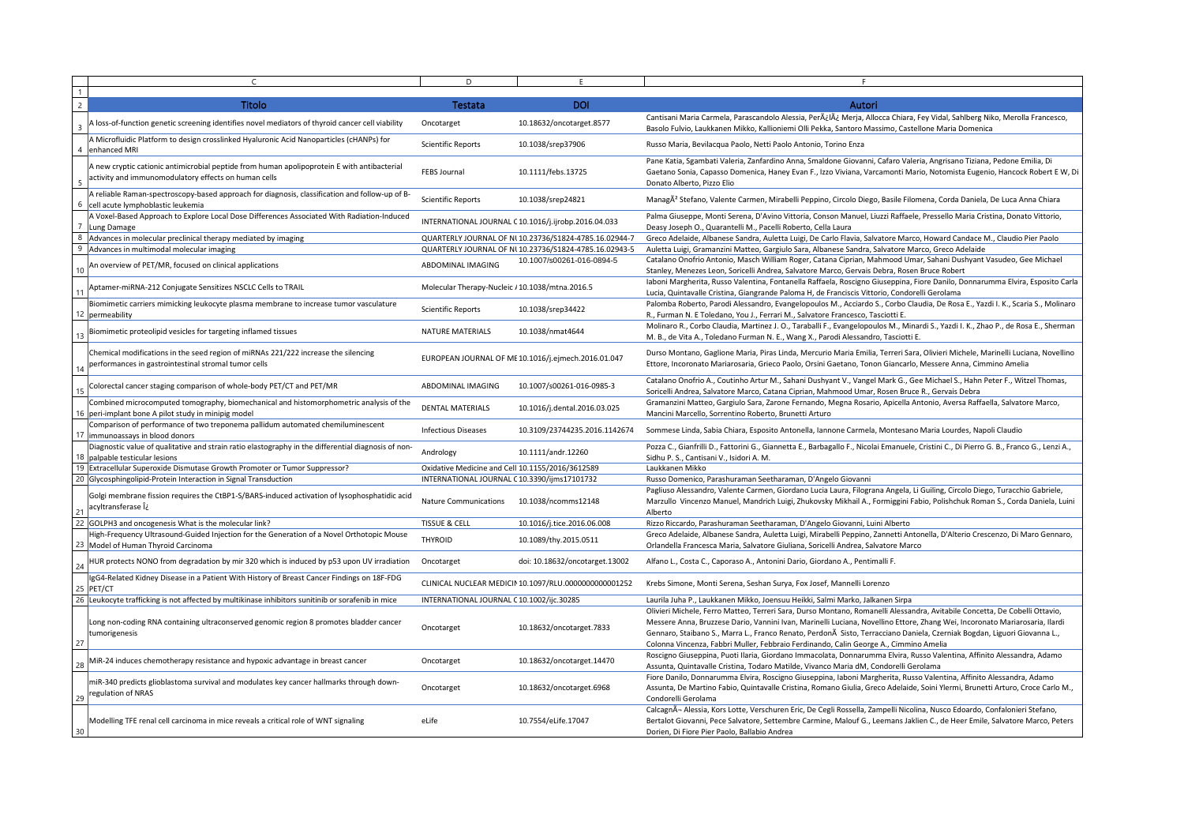| Titolo | Testata | DOI | Autori |
|---|---|---|---|
| A loss-of-function genetic screening identifies novel mediators of thyroid cancer cell viability | Oncotarget | 10.18632/oncotarget.8577 | Cantisani Maria Carmela, Parascandolo Alessia, PerÃ¿lÃ¿ Merja, Allocca Chiara, Fey Vidal, Sahlberg Niko, Merolla Francesco, Basolo Fulvio, Laukkanen Mikko, Kallioniemi Olli Pekka, Santoro Massimo, Castellone Maria Domenica |
| A Microfluidic Platform to design crosslinked Hyaluronic Acid Nanoparticles (cHANPs) for enhanced MRI | Scientific Reports | 10.1038/srep37906 | Russo Maria, Bevilacqua Paolo, Netti Paolo Antonio, Torino Enza |
| A new cryptic cationic antimicrobial peptide from human apolipoprotein E with antibacterial activity and immunomodulatory effects on human cells | FEBS Journal | 10.1111/febs.13725 | Pane Katia, Sgambati Valeria, Zanfardino Anna, Smaldone Giovanni, Cafaro Valeria, Angrisano Tiziana, Pedone Emilia, Di Gaetano Sonia, Capasso Domenica, Haney Evan F., Izzo Viviana, Varcamonti Mario, Notomista Eugenio, Hancock Robert E W, Di Donato Alberto, Pizzo Elio |
| A reliable Raman-spectroscopy-based approach for diagnosis, classification and follow-up of B-cell acute lymphoblastic leukemia | Scientific Reports | 10.1038/srep24821 | ManagÃ² Stefano, Valente Carmen, Mirabelli Peppino, Circolo Diego, Basile Filomena, Corda Daniela, De Luca Anna Chiara |
| A Voxel-Based Approach to Explore Local Dose Differences Associated With Radiation-Induced Lung Damage | INTERNATIONAL JOURNAL C | 10.1016/j.ijrobp.2016.04.033 | Palma Giuseppe, Monti Serena, D'Avino Vittoria, Conson Manuel, Liuzzi Raffaele, Pressello Maria Cristina, Donato Vittorio, Deasy Joseph O., Quarantelli M., Pacelli Roberto, Cella Laura |
| Advances in molecular preclinical therapy mediated by imaging | QUARTERLY JOURNAL OF NU | 10.23736/S1824-4785.16.02944-7 | Greco Adelaide, Albanese Sandra, Auletta Luigi, De Carlo Flavia, Salvatore Marco, Howard Candace M., Claudio Pier Paolo |
| Advances in multimodal molecular imaging | QUARTERLY JOURNAL OF NU | 10.23736/S1824-4785.16.02943-5 | Auletta Luigi, Gramanzini Matteo, Gargiulo Sara, Albanese Sandra, Salvatore Marco, Greco Adelaide |
| An overview of PET/MR, focused on clinical applications | ABDOMINAL IMAGING | 10.1007/s00261-016-0894-5 | Catalano Onofrio Antonio, Masch William Roger, Catana Ciprian, Mahmood Umar, Sahani Dushyant Vasudeo, Gee Michael Stanley, Menezes Leon, Soricelli Andrea, Salvatore Marco, Gervais Debra, Rosen Bruce Robert |
| Aptamer-miRNA-212 Conjugate Sensitizes NSCLC Cells to TRAIL | Molecular Therapy-Nucleic A | 10.1038/mtna.2016.5 | Iaboni Margherita, Russo Valentina, Fontanella Raffaela, Roscigno Giuseppina, Fiore Danilo, Donnarumma Elvira, Esposito Carla Lucia, Quintavalle Cristina, Giangrande Paloma H, de Franciscis Vittorio, Condorelli Gerolama |
| Biomimetic carriers mimicking leukocyte plasma membrane to increase tumor vasculature permeability | Scientific Reports | 10.1038/srep34422 | Palomba Roberto, Parodi Alessandro, Evangelopoulos M., Acciardo S., Corbo Claudia, De Rosa E., Yazdi I. K., Scaria S., Molinaro R., Furman N. E Toledano, You J., Ferrari M., Salvatore Francesco, Tasciotti E. |
| Biomimetic proteolipid vesicles for targeting inflamed tissues | NATURE MATERIALS | 10.1038/nmat4644 | Molinaro R., Corbo Claudia, Martinez J. O., Taraballi F., Evangelopoulos M., Minardi S., Yazdi I. K., Zhao P., de Rosa E., Sherman M. B., de Vita A., Toledano Furman N. E., Wang X., Parodi Alessandro, Tasciotti E. |
| Chemical modifications in the seed region of miRNAs 221/222 increase the silencing performances in gastrointestinal stromal tumor cells | EUROPEAN JOURNAL OF ME | 10.1016/j.ejmech.2016.01.047 | Durso Montano, Gaglione Maria, Piras Linda, Mercurio Maria Emilia, Terreri Sara, Olivieri Michele, Marinelli Luciana, Novellino Ettore, Incoronato Mariarosaria, Grieco Paolo, Orsini Gaetano, Tonon Giancarlo, Messere Anna, Cimmino Amelia |
| Colorectal cancer staging comparison of whole-body PET/CT and PET/MR | ABDOMINAL IMAGING | 10.1007/s00261-016-0985-3 | Catalano Onofrio A., Coutinho Artur M., Sahani Dushyant V., Vangel Mark G., Gee Michael S., Hahn Peter F., Witzel Thomas, Soricelli Andrea, Salvatore Marco, Catana Ciprian, Mahmood Umar, Rosen Bruce R., Gervais Debra |
| Combined microcomputed tomography, biomechanical and histomorphometric analysis of the peri-implant bone A pilot study in minipig model | DENTAL MATERIALS | 10.1016/j.dental.2016.03.025 | Gramanzini Matteo, Gargiulo Sara, Zarone Fernando, Megna Rosario, Apicella Antonio, Aversa Raffaella, Salvatore Marco, Mancini Marcello, Sorrentino Roberto, Brunetti Arturo |
| Comparison of performance of two treponema pallidum automated chemiluminescent immunoassays in blood donors | Infectious Diseases | 10.3109/23744235.2016.1142674 | Sommese Linda, Sabia Chiara, Esposito Antonella, Iannone Carmela, Montesano Maria Lourdes, Napoli Claudio |
| Diagnostic value of qualitative and strain ratio elastography in the differential diagnosis of non-palpable testicular lesions | Andrology | 10.1111/andr.12260 | Pozza C., Gianfrilli D., Fattorini G., Giannetta E., Barbagallo F., Nicolai Emanuele, Cristini C., Di Pierro G. B., Franco G., Lenzi A., Sidhu P. S., Cantisani V., Isidori A. M. |
| Extracellular Superoxide Dismutase Growth Promoter or Tumor Suppressor? | Oxidative Medicine and Cell | 10.1155/2016/3612589 | Laukkanen Mikko |
| Glycosphingolipid-Protein Interaction in Signal Transduction | INTERNATIONAL JOURNAL C | 10.3390/ijms17101732 | Russo Domenico, Parashuraman Seetharaman, D'Angelo Giovanni |
| Golgi membrane fission requires the CtBP1-S/BARS-induced activation of lysophosphatidic acid acyltransferase Î¿ | Nature Communications | 10.1038/ncomms12148 | Pagliuso Alessandro, Valente Carmen, Giordano Lucia Laura, Filograna Angela, Li Guiling, Circolo Diego, Turacchio Gabriele, Marzullo Vincenzo Manuel, Mandrich Luigi, Zhukovsky Mikhail A., Formiggini Fabio, Polishchuk Roman S., Corda Daniela, Luini Alberto |
| GOLPH3 and oncogenesis What is the molecular link? | TISSUE & CELL | 10.1016/j.tice.2016.06.008 | Rizzo Riccardo, Parashuraman Seetharaman, D'Angelo Giovanni, Luini Alberto |
| High-Frequency Ultrasound-Guided Injection for the Generation of a Novel Orthotopic Mouse Model of Human Thyroid Carcinoma | THYROID | 10.1089/thy.2015.0511 | Greco Adelaide, Albanese Sandra, Auletta Luigi, Mirabelli Peppino, Zannetti Antonella, D'Alterio Crescenzo, Di Maro Gennaro, Orlandella Francesca Maria, Salvatore Giuliana, Soricelli Andrea, Salvatore Marco |
| HUR protects NONO from degradation by mir 320 which is induced by p53 upon UV irradiation | Oncotarget | doi: 10.18632/oncotarget.13002 | Alfano L., Costa C., Caporaso A., Antonini Dario, Giordano A., Pentimalli F. |
| IgG4-Related Kidney Disease in a Patient With History of Breast Cancer Findings on 18F-FDG PET/CT | CLINICAL NUCLEAR MEDICIN | 10.1097/RLU.0000000000001252 | Krebs Simone, Monti Serena, Seshan Surya, Fox Josef, Mannelli Lorenzo |
| Leukocyte trafficking is not affected by multikinase inhibitors sunitinib or sorafenib in mice | INTERNATIONAL JOURNAL C | 10.1002/ijc.30285 | Laurila Juha P., Laukkanen Mikko, Joensuu Heikki, Salmi Marko, Jalkanen Sirpa |
| Long non-coding RNA containing ultraconserved genomic region 8 promotes bladder cancer tumorigenesis | Oncotarget | 10.18632/oncotarget.7833 | Olivieri Michele, Ferro Matteo, Terreri Sara, Durso Montano, Romanelli Alessandra, Avitabile Concetta, De Cobelli Ottavio, Messere Anna, Bruzzese Dario, Vannini Ivan, Marinelli Luciana, Novellino Ettore, Zhang Wei, Incoronato Mariarosaria, Ilardi Gennaro, Staibano S., Marra L., Franco Renato, PerdonÃ Sisto, Terracciano Daniela, Czerniak Bogdan, Liguori Giovanna L., Colonna Vincenza, Fabbri Muller, Febbraio Ferdinando, Calin George A., Cimmino Amelia |
| MiR-24 induces chemotherapy resistance and hypoxic advantage in breast cancer | Oncotarget | 10.18632/oncotarget.14470 | Roscigno Giuseppina, Puoti Ilaria, Giordano Immacolata, Donnarumma Elvira, Russo Valentina, Affinito Alessandra, Adamo Assunta, Quintavalle Cristina, Todaro Matilde, Vivanco Maria dM, Condorelli Gerolama |
| miR-340 predicts glioblastoma survival and modulates key cancer hallmarks through down-regulation of NRAS | Oncotarget | 10.18632/oncotarget.6968 | Fiore Danilo, Donnarumma Elvira, Roscigno Giuseppina, Iaboni Margherita, Russo Valentina, Affinito Alessandra, Adamo Assunta, De Martino Fabio, Quintavalle Cristina, Romano Giulia, Greco Adelaide, Soini Ylermi, Brunetti Arturo, Croce Carlo M., Condorelli Gerolama |
| Modelling TFE renal cell carcinoma in mice reveals a critical role of WNT signaling | eLife | 10.7554/eLife.17047 | CalcagnÃ¬ Alessia, Kors Lotte, Verschuren Eric, De Cegli Rossella, Zampelli Nicolina, Nusco Edoardo, Confalonieri Stefano, Bertalot Giovanni, Pece Salvatore, Settembre Carmine, Malouf G., Leemans Jaklien C., de Heer Emile, Salvatore Marco, Peters Dorien, Di Fiore Pier Paolo, Ballabio Andrea |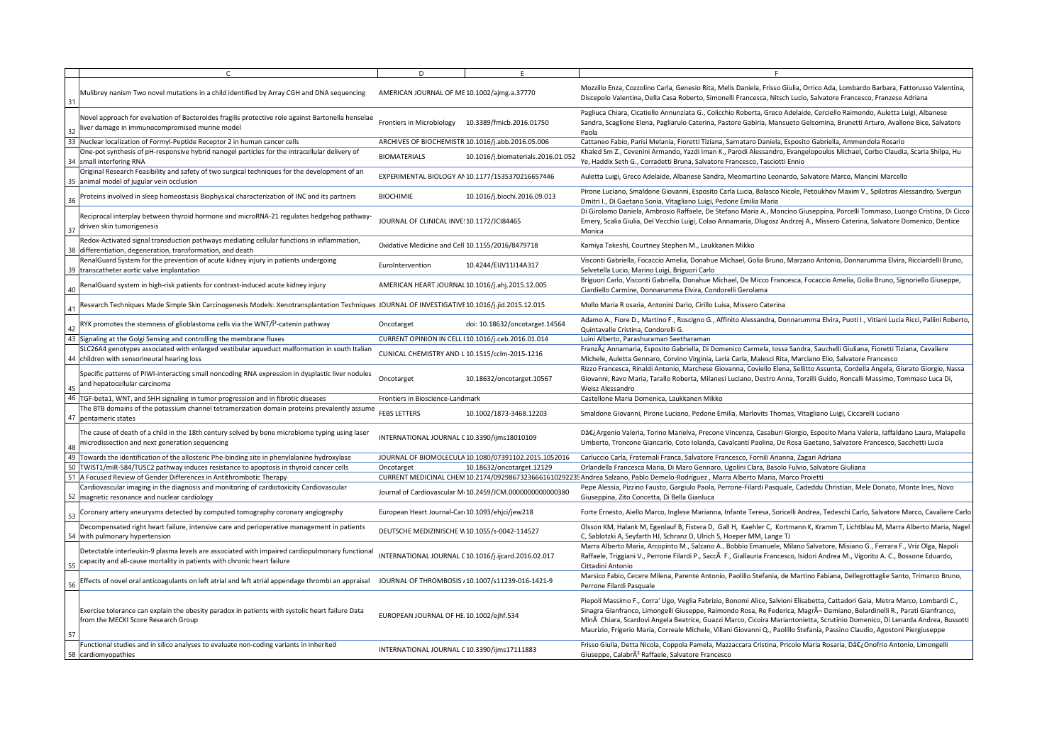| | C | D | E | F |
|---|---|---|---|---|
| 31 | Mulibrey nanism Two novel mutations in a child identified by Array CGH and DNA sequencing | AMERICAN JOURNAL OF ME | 10.1002/ajmg.a.37770 | Mozzillo Enza, Cozzolino Carla, Genesio Rita, Melis Daniela, Frisso Giulia, Orrico Ada, Lombardo Barbara, Fattorusso Valentina, Discepolo Valentina, Della Casa Roberto, Simonelli Francesca, Nitsch Lucio, Salvatore Francesco, Franzese Adriana |
| 32 | Novel approach for evaluation of Bacteroides fragilis protective role against Bartonella henselae liver damage in immunocompromised murine model | Frontiers in Microbiology | 10.3389/fmicb.2016.01750 | Pagliuca Chiara, Cicatiello Annunziata G., Colicchio Roberta, Greco Adelaide, Cerciello Raimondo, Auletta Luigi, Albanese Sandra, Scaglione Elena, Pagliarulo Caterina, Pastore Gabiria, Mansueto Gelsomina, Brunetti Arturo, Avallone Bice, Salvatore Paola |
| 33 | Nuclear localization of Formyl-Peptide Receptor 2 in human cancer cells | ARCHIVES OF BIOCHEMISTR | 10.1016/j.abb.2016.05.006 | Cattaneo Fabio, Parisi Melania, Fioretti Tiziana, Sarnataro Daniela, Esposito Gabriella, Ammendola Rosario |
| 34 | One-pot synthesis of pH-responsive hybrid nanogel particles for the intracellular delivery of small interfering RNA | BIOMATERIALS | 10.1016/j.biomaterials.2016.01.052 | Khaled Sm Z., Cevenini Armando, Yazdi Iman K., Parodi Alessandro, Evangelopoulos Michael, Corbo Claudia, Scaria Shilpa, Hu Ye, Haddix Seth G., Corradetti Bruna, Salvatore Francesco, Tasciotti Ennio |
| 35 | Original Research Feasibility and safety of two surgical techniques for the development of an animal model of jugular vein occlusion | EXPERIMENTAL BIOLOGY AN | 10.1177/1535370216657446 | Auletta Luigi, Greco Adelaide, Albanese Sandra, Meomartino Leonardo, Salvatore Marco, Mancini Marcello |
| 36 | Proteins involved in sleep homeostasis Biophysical characterization of INC and its partners | BIOCHIMIE | 10.1016/j.biochi.2016.09.013 | Pirone Luciano, Smaldone Giovanni, Esposito Carla Lucia, Balasco Nicole, Petoukhov Maxim V., Spilotros Alessandro, Svergun Dmitri I., Di Gaetano Sonia, Vitagliano Luigi, Pedone Emilia Maria |
| 37 | Reciprocal interplay between thyroid hormone and microRNA-21 regulates hedgehog pathway-driven skin tumorigenesis | JOURNAL OF CLINICAL INVE | 10.1172/JCI84465 | Di Girolamo Daniela, Ambrosio Raffaele, De Stefano Maria A., Mancino Giuseppina, Porcelli Tommaso, Luongo Cristina, Di Cicco Emery, Scalia Giulia, Del Vecchio Luigi, Colao Annamaria, Dlugosz Andrzej A., Missero Caterina, Salvatore Domenico, Dentice Monica |
| 38 | Redox-Activated signal transduction pathways mediating cellular functions in inflammation, differentiation, degeneration, transformation, and death | Oxidative Medicine and Cell | 10.1155/2016/8479718 | Kamiya Takeshi, Courtney Stephen M., Laukkanen Mikko |
| 39 | RenalGuard System for the prevention of acute kidney injury in patients undergoing transcatheter aortic valve implantation | EuroIntervention | 10.4244/EIJV11I14A317 | Visconti Gabriella, Focaccio Amelia, Donahue Michael, Golia Bruno, Marzano Antonio, Donnarumma Elvira, Ricciardelli Bruno, Selvetella Lucio, Marino Luigi, Briguori Carlo |
| 40 | RenalGuard system in high-risk patients for contrast-induced acute kidney injury | AMERICAN HEART JOURNAL | 10.1016/j.ahj.2015.12.005 | Briguori Carlo, Visconti Gabriella, Donahue Michael, De Micco Francesca, Focaccio Amelia, Golia Bruno, Signoriello Giuseppe, Ciardiello Carmine, Donnarumma Elvira, Condorelli Gerolama |
| 41 | Research Techniques Made Simple Skin Carcinogenesis Models: Xenotransplantation Techniques | JOURNAL OF INVESTIGATIVE | 10.1016/j.jid.2015.12.015 | Mollo Maria R osaria, Antonini Dario, Cirillo Luisa, Missero Caterina |
| 42 | RYK promotes the stemness of glioblastoma cells via the WNT/Î²-catenin pathway | Oncotarget | doi: 10.18632/oncotarget.14564 | Adamo A., Fiore D., Martino F., Roscigno G., Affinito Alessandra, Donnarumma Elvira, Puoti I., Vitiani Lucia Ricci, Pallini Roberto, Quintavalle Cristina, Condorelli G. |
| 43 | Signaling at the Golgi Sensing and controlling the membrane fluxes | CURRENT OPINION IN CELL I | 10.1016/j.ceb.2016.01.014 | Luini Alberto, Parashuraman Seetharaman |
| 44 | SLC26A4 genotypes associated with enlarged vestibular aqueduct malformation in south Italian children with sensorineural hearing loss | CLINICAL CHEMISTRY AND L | 10.1515/cclm-2015-1216 | FranzÃ¿ Annamaria, Esposito Gabriella, Di Domenico Carmela, Iossa Sandra, Sauchelli Giuliana, Fioretti Tiziana, Cavaliere Michele, Auletta Gennaro, Corvino Virginia, Laria Carla, Malesci Rita, Marciano Elio, Salvatore Francesco |
| 45 | Specific patterns of PIWI-interacting small noncoding RNA expression in dysplastic liver nodules and hepatocellular carcinoma | Oncotarget | 10.18632/oncotarget.10567 | Rizzo Francesca, Rinaldi Antonio, Marchese Giovanna, Coviello Elena, Sellitto Assunta, Cordella Angela, Giurato Giorgio, Nassa Giovanni, Ravo Maria, Tarallo Roberta, Milanesi Luciano, Destro Anna, Torzilli Guido, Roncalli Massimo, Tommaso Luca Di, Weisz Alessandro |
| 46 | TGF-beta1, WNT, and SHH signaling in tumor progression and in fibrotic diseases | Frontiers in Bioscience-Landmark | | Castellone Maria Domenica, Laukkanen Mikko |
| 47 | The BTB domains of the potassium channel tetramerization domain proteins prevalently assume pentameric states | FEBS LETTERS | 10.1002/1873-3468.12203 | Smaldone Giovanni, Pirone Luciano, Pedone Emilia, Marlovits Thomas, Vitagliano Luigi, Ciccarelli Luciano |
| 48 | The cause of death of a child in the 18th century solved by bone microbiome typing using laser microdissection and next generation sequencing | INTERNATIONAL JOURNAL C | 10.3390/ijms18010109 | Dâ€¿Argenio Valeria, Torino Marielva, Precone Vincenza, Casaburi Giorgio, Esposito Maria Valeria, Iaffaldano Laura, Malapelle Umberto, Troncone Giancarlo, Coto Iolanda, Cavalcanti Paolina, De Rosa Gaetano, Salvatore Francesco, Sacchetti Lucia |
| 49 | Towards the identification of the allosteric Phe-binding site in phenylalanine hydroxylase | JOURNAL OF BIOMOLECULA | 10.1080/07391102.2015.1052016 | Carluccio Carla, Fraternali Franca, Salvatore Francesco, Fornili Arianna, Zagari Adriana |
| 50 | TWIST1/miR-584/TUSC2 pathway induces resistance to apoptosis in thyroid cancer cells | Oncotarget | 10.18632/oncotarget.12129 | Orlandella Francesca Maria, Di Maro Gennaro, Ugolini Clara, Basolo Fulvio, Salvatore Giuliana |
| 51 | A Focused Review of Gender Differences in Antithrombotic Therapy | CURRENT MEDICINAL CHEM | 10.2174/0929867323666161029223 | Andrea Salzano, Pablo Demelo-Rodríguez , Marra Alberto Maria, Marco Proietti |
| 52 | Cardiovascular imaging in the diagnosis and monitoring of cardiotoxicity Cardiovascular magnetic resonance and nuclear cardiology | Journal of Cardiovascular M | 10.2459/JCM.0000000000000380 | Pepe Alessia, Pizzino Fausto, Gargiulo Paola, Perrone-Filardi Pasquale, Cadeddu Christian, Mele Donato, Monte Ines, Novo Giuseppina, Zito Concetta, Di Bella Gianluca |
| 53 | Coronary artery aneurysms detected by computed tomography coronary angiography | European Heart Journal-Car | 10.1093/ehjci/jew218 | Forte Ernesto, Aiello Marco, Inglese Marianna, Infante Teresa, Soricelli Andrea, Tedeschi Carlo, Salvatore Marco, Cavaliere Carlo |
| 54 | Decompensated right heart failure, intensive care and perioperative management in patients with pulmonary hypertension | DEUTSCHE MEDIZINISCHE W | 10.1055/s-0042-114527 | Olsson KM, Halank M, Egenlauf B, Fistera D, Gall H, Kaehler C, Kortmann K, Kramm T, Lichtblau M, Marra Alberto Maria, Nagel C, Sablotzki A, Seyfarth HJ, Schranz D, Ulrich S, Hoeper MM, Lange TJ |
| 55 | Detectable interleukin-9 plasma levels are associated with impaired cardiopulmonary functional capacity and all-cause mortality in patients with chronic heart failure | INTERNATIONAL JOURNAL C | 10.1016/j.ijcard.2016.02.017 | Marra Alberto Maria, Arcopinto M., Salzano A., Bobbio Emanuele, Milano Salvatore, Misiano G., Ferrara F., Vriz Olga, Napoli Raffaele, Triggiani V., Perrone Filardi P., SaccÃ  F., Giallauria Francesco, Isidori Andrea M., Vigorito A. C., Bossone Eduardo, Cittadini Antonio |
| 56 | Effects of novel oral anticoagulants on left atrial and left atrial appendage thrombi an appraisal | JOURNAL OF THROMBOSIS / | 10.1007/s11239-016-1421-9 | Marsico Fabio, Cecere Milena, Parente Antonio, Paolillo Stefania, de Martino Fabiana, Dellegrottaglie Santo, Trimarco Bruno, Perrone Filardi Pasquale |
| 57 | Exercise tolerance can explain the obesity paradox in patients with systolic heart failure Data from the MECKI Score Research Group | EUROPEAN JOURNAL OF HE | 10.1002/ejhf.534 | Piepoli Massimo F., Corra' Ugo, Veglia Fabrizio, Bonomi Alice, Salvioni Elisabetta, Cattadori Gaia, Metra Marco, Lombardi C., Sinagra Gianfranco, Limongelli Giuseppe, Raimondo Rosa, Re Federica, MagrÃ¬ Damiano, Belardinelli R., Parati Gianfranco, MinÃ  Chiara, Scardovi Angela Beatrice, Guazzi Marco, Cicoira Mariantonietta, Scrutinio Domenico, Di Lenarda Andrea, Bussotti Maurizio, Frigerio Maria, Correale Michele, Villani Giovanni Q., Paolillo Stefania, Passino Claudio, Agostoni Piergiuseppe |
| 58 | Functional studies and in silico analyses to evaluate non-coding variants in inherited cardiomyopathies | INTERNATIONAL JOURNAL C | 10.3390/ijms17111883 | Frisso Giulia, Detta Nicola, Coppola Pamela, Mazzaccara Cristina, Pricolo Maria Rosaria, Dâ€¿Onofrio Antonio, Limongelli Giuseppe, CalabrÃ² Raffaele, Salvatore Francesco |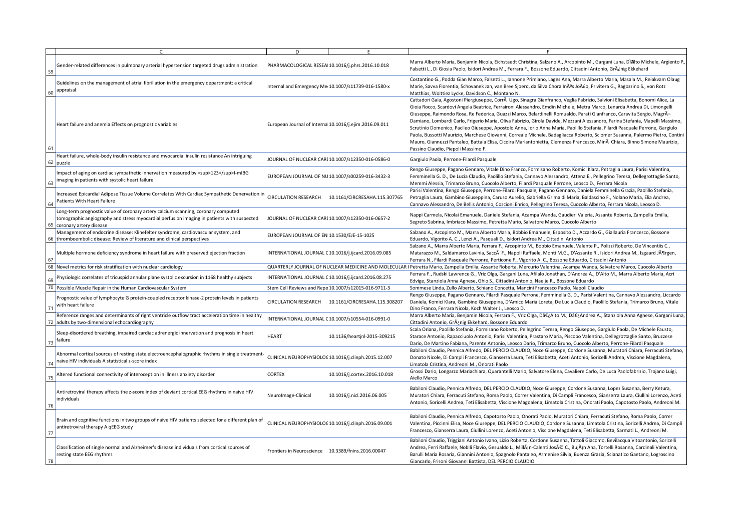| | C | D | E | F |
|---|---|---|---|---|
| 59 | Gender-related differences in pulmonary arterial hypertension targeted drugs administration | PHARMACOLOGICAL RESEA | 10.1016/j.phrs.2016.10.018 | Marra Alberto Maria, Benjamin Nicola, Eichstaedt Christina, Salzano A., Arcopinto M., Gargani Luna, DÌAlto Michele, Argiento P., Falsetti L., Di Giosia Paolo, Isidori Andrea M., Ferrara F., Bossone Eduardo, Cittadini Antonio, GrÃ¿nig Ekkehard |
| 60 | Guidelines on the management of atrial fibrillation in the emergency department: a critical appraisal | Internal and Emergency Me | 10.1007/s11739-016-1580-x | Costantino G., Podda Gian Marco, Falsetti L., Iannone Primiano, Lages Ana, Marra Alberto Maria, Masala M., Reiakvam Olaug Marie, Savva Florentia, Schovanek Jan, van Bree Sjoerd, da Silva Chora InÃªs JoÃ£o, Privitera G., Ragozzino S., von Rotz Matthias, Woittiez Lycke, Davidson C., Montano N. |
| 61 | Heart failure and anemia Effects on prognostic variables | European Journal of Interna | 10.1016/j.ejim.2016.09.011 | Cattadori Gaia, Agostoni Piergiuseppe, CorrÃ  Ugo, Sinagra Gianfranco, Veglia Fabrizio, Salvioni Elisabetta, Bonomi Alice, La Gioia Rocco, Scardovi Angela Beatrice, Ferraironi Alessandro, Emdin Michele, Metra Marco, Lenarda Andrea Di, Limongelli Giuseppe, Raimondo Rosa, Re Federica, Guazzi Marco, Belardinelli Romualdo, Parati Gianfranco, Caravita Sergio, MagrÃ¬ Damiano, Lombardi Carlo, Frigerio Maria, Oliva Fabrizio, Girola Davide, Mezzani Alessandro, Farina Stefania, Mapelli Massimo, Scrutinio Domenico, Pacileo Giuseppe, Apostolo Anna, Iorio Anna Maria, Paolillo Stefania, Filardi Pasquale Perrone, Gargiulo Paola, Bussotti Maurizio, Marchese Giovanni, Correale Michele, Badagliacca Roberto, Sciomer Susanna, Palermo Pietro, Contini Mauro, Giannuzzi Pantaleo, Battaia Elisa, Cicoira Mariantonietta, Clemenza Francesco, MinÃ  Chiara, Binno Simone Maurizio, Passino Claudio, Piepoli Massimo F. |
| 62 | Heart failure, whole-body insulin resistance and myocardial insulin resistance An intriguing puzzle | JOURNAL OF NUCLEAR CARI | 10.1007/s12350-016-0586-0 | Gargiulo Paola, Perrone-Filardi Pasquale |
| 63 | Impact of aging on cardiac sympathetic innervation measured by <sup>123</sup>I-mIBG imaging in patients with systolic heart failure | EUROPEAN JOURNAL OF NU | 10.1007/s00259-016-3432-3 | Rengo Giuseppe, Pagano Gennaro, Vitale Dino Franco, Formisano Roberto, Komici Klara, Petraglia Laura, Parisi Valentina, Femminella G. D., De Lucia Claudio, Paolillo Stefania, Cannavo Alessandro, Attena E., Pellegrino Teresa, Dellegrottaglie Santo, Memmi Alessia, Trimarco Bruno, Cuocolo Alberto, Filardi Pasquale Perrone, Leosco D., Ferrara Nicola |
| 64 | Increased Epicardial Adipose Tissue Volume Correlates With Cardiac Sympathetic Denervation in Patients With Heart Failure | CIRCULATION RESEARCH | 10.1161/CIRCRESAHA.115.307765 | Parisi Valentina, Rengo Giuseppe, Perrone-Filardi Pasquale, Pagano Gennaro, Daniela Femminella Grazia, Paolillo Stefania, Petraglia Laura, Gambino Giuseppina, Caruso Aurelio, Gabriella Grimaldi Maria, Baldascino F., Nolano Maria, Elia Andrea, Cannavo Alessandro, De Bellis Antonio, Coscioni Enrico, Pellegrino Teresa, Cuocolo Alberto, Ferrara Nicola, Leosco D. |
| 65 | Long-term prognostic value of coronary artery calcium scanning, coronary computed tomographic angiography and stress myocardial perfusion imaging in patients with suspected coronary artery disease | JOURNAL OF NUCLEAR CARI | 10.1007/s12350-016-0657-2 | Nappi Carmela, Nicolai Emanuele, Daniele Stefania, Acampa Wanda, Gaudieri Valeria, Assante Roberta, Zampella Emilia, Segreto Sabrina, Imbriaco Massimo, Petretta Mario, Salvatore Marco, Cuocolo Alberto |
| 66 | Management of endocrine disease: Klinefelter syndrome, cardiovascular system, and thromboembolic disease: Review of literature and clinical perspectives | EUROPEAN JOURNAL OF EN | 10.1530/EJE-15-1025 | Salzano A., Arcopinto M., Marra Alberto Maria, Bobbio Emanuele, Esposito D., Accardo G., Giallauria Francesco, Bossone Eduardo, Vigorito A. C., Lenzi A., Pasquali D., Isidori Andrea M., Cittadini Antonio |
| 67 | Multiple hormone deficiency syndrome in heart failure with preserved ejection fraction | INTERNATIONAL JOURNAL C | 10.1016/j.ijcard.2016.09.085 | Salzano A., Marra Alberto Maria, Ferrara F., Arcopinto M., Bobbio Emanuele, Valente P., Polizzi Roberto, De Vincentiis C., Matarazzo M., Saldamarco Lavinia, SaccÃ  F., Napoli Raffaele, Monti M.G., D'Assante R., Isidori Andrea M., Isgaard JÃ¶rgen, Ferrara N., Filardi Pasquale Perrone, Perticone F., Vigorito A. C., Bossone Eduardo, Cittadini Antonio |
| 68 | Novel metrics for risk stratification with nuclear cardiology | QUARTERLY JOURNAL OF NUCLEAR MEDICINE AND MOLECULAR I | | Petretta Mario, Zampella Emilia, Assante Roberta, Mercurio Valentina, Acampa Wanda, Salvatore Marco, Cuocolo Alberto |
| 69 | Physiologic correlates of tricuspid annular plane systolic excursion in 1168 healthy subjects | INTERNATIONAL JOURNAL C | 10.1016/j.ijcard.2016.08.275 | Ferrara F., Rudski Lawrence G., Vriz Olga, Gargani Luna, Afilalo Jonathan, D'Andrea A., D'Alto M., Marra Alberto Maria, Acri Edvige, Stanziola Anna Agnese, Ghio S., Cittadini Antonio, Naeije R., Bossone Eduardo |
| 70 | Possible Muscle Repair in the Human Cardiovascular System | Stem Cell Reviews and Repo | 10.1007/s12015-016-9711-3 | Sommese Linda, Zullo Alberto, Schiano Concetta, Mancini Francesco Paolo, Napoli Claudio |
| 71 | Prognostic value of lymphocyte G protein-coupled receptor kinase-2 protein levels in patients with heart failure | CIRCULATION RESEARCH | 10.1161/CIRCRESAHA.115.308207 | Rengo Giuseppe, Pagano Gennaro, Filardi Pasquale Perrone, Femminella G. D., Parisi Valentina, Cannavo Alessandro, Liccardo Daniela, Komici Klara, Gambino Giuseppina, D'Amico Maria Loreta, De Lucia Claudio, Paolillo Stefania, Trimarco Bruno, Vitale Dino Franco, Ferrara Nicola, Koch Walter J., Leosco D. |
| 72 | Reference ranges and determinants of right ventricle outflow tract acceleration time in healthy adults by two-dimensional echocardiography | INTERNATIONAL JOURNAL C | 10.1007/s10554-016-0991-0 | Marra Alberto Maria, Benjamin Nicola, Ferrara F., Vriz Olga, Dâ€¿Alto M., Dâ€¿Andrea A., Stanziola Anna Agnese, Gargani Luna, Cittadini Antonio, GrÃ¿nig Ekkehard, Bossone Eduardo |
| 73 | Sleep-disordered breathing, impaired cardiac adrenergic innervation and prognosis in heart failure | HEART | 10.1136/heartjnl-2015-309215 | Scala Oriana, Paolillo Stefania, Formisano Roberto, Pellegrino Teresa, Rengo Giuseppe, Gargiulo Paola, De Michele Fausto, Starace Antonio, Rapacciuolo Antonio, Parisi Valentina, Prastaro Maria, Piscopo Valentina, Dellegrottaglie Santo, Bruzzese Dario, De Martino Fabiana, Parente Antonio, Leosco Dario, Trimarco Bruno, Cuocolo Alberto, Perrone-Filardi Pasquale |
| 74 | Abnormal cortical sources of resting state electroencephalographic rhythms in single treatment-naïve HIV individuals A statistical z-score index | CLINICAL NEUROPHYSIOLO | 10.1016/j.clinph.2015.12.007 | Babiloni Claudio, Pennica Alfredo, DEL PERCIO CLAUDIO, Noce Giuseppe, Cordone Susanna, Muratori Chiara, Ferracuti Stefano, Donato Nicole, Di Campli Francesco, Gianserra Laura, Teti Elisabetta, Aceti Antonio, Soricelli Andrea, Viscione Magdalena, Limatola Cristina, Andreoni M., Onorati Paolo |
| 75 | Altered functional connectivity of interoception in illness anxiety disorder | CORTEX | 10.1016/j.cortex.2016.10.018 | Grossi Dario, Longarzo Mariachiara, Quarantelli Mario, Salvatore Elena, Cavaliere Carlo, De Luca Paolofabrizio, Trojano Luigi, Aiello Marco |
| 76 | Antiretroviral therapy affects the z-score index of deviant cortical EEG rhythms in naive HIV individuals | NeuroImage-Clinical | 10.1016/j.nicl.2016.06.005 | Babiloni Claudio, Pennica Alfredo, DEL PERCIO CLAUDIO, Noce Giuseppe, Cordone Susanna, Lopez Susanna, Berry Ketura, Muratori Chiara, Ferracuti Stefano, Roma Paolo, Correr Valentina, Di Campli Francesco, Gianserra Laura, Ciullini Lorenzo, Aceti Antonio, Soricelli Andrea, Teti Elisabetta, Viscione Magdalena, Limatola Cristina, Onorati Paolo, Capotosto Paolo, Andreoni M. |
| 77 | Brain and cognitive functions in two groups of naïve HIV patients selected for a different plan of antiretroviral therapy A qEEG study | CLINICAL NEUROPHYSIOLO | 10.1016/j.clinph.2016.09.001 | Babiloni Claudio, Pennica Alfredo, Capotosto Paolo, Onorati Paolo, Muratori Chiara, Ferracuti Stefano, Roma Paolo, Correr Valentina, Piccinni Elisa, Noce Giuseppe, DEL PERCIO CLAUDIO, Cordone Susanna, Limatola Cristina, Soricelli Andrea, Di Campli Francesco, Gianserra Laura, Ciullini Lorenzo, Aceti Antonio, Viscione Magdalena, Teti Elisabetta, Sarmati L., Andreoni M. |
| 78 | Classification of single normal and Alzheimer's disease individuals from cortical sources of resting state EEG rhythms | Frontiers in Neuroscience | 10.3389/fnins.2016.00047 | Babiloni Claudio, Triggiani Antonio Ivano, Lizio Roberta, Cordone Susanna, Tattoli Giacomo, Bevilacqua Vitoantonio, Soricelli Andrea, Ferri Raffaele, Nobili Flavio, Gesualdo L., MillÃ¡n-Calenti JosÃ© C., BujÃ¡n Ana, Tortelli Rosanna, Cardinali Valentina, Barulli Maria Rosaria, Giannini Antonio, Spagnolo Pantaleo, Armenise Silvia, Buenza Grazia, Scianatico Gaetano, Logroscino Giancarlo, Frisoni Giovanni Battista, DEL PERCIO CLAUDIO |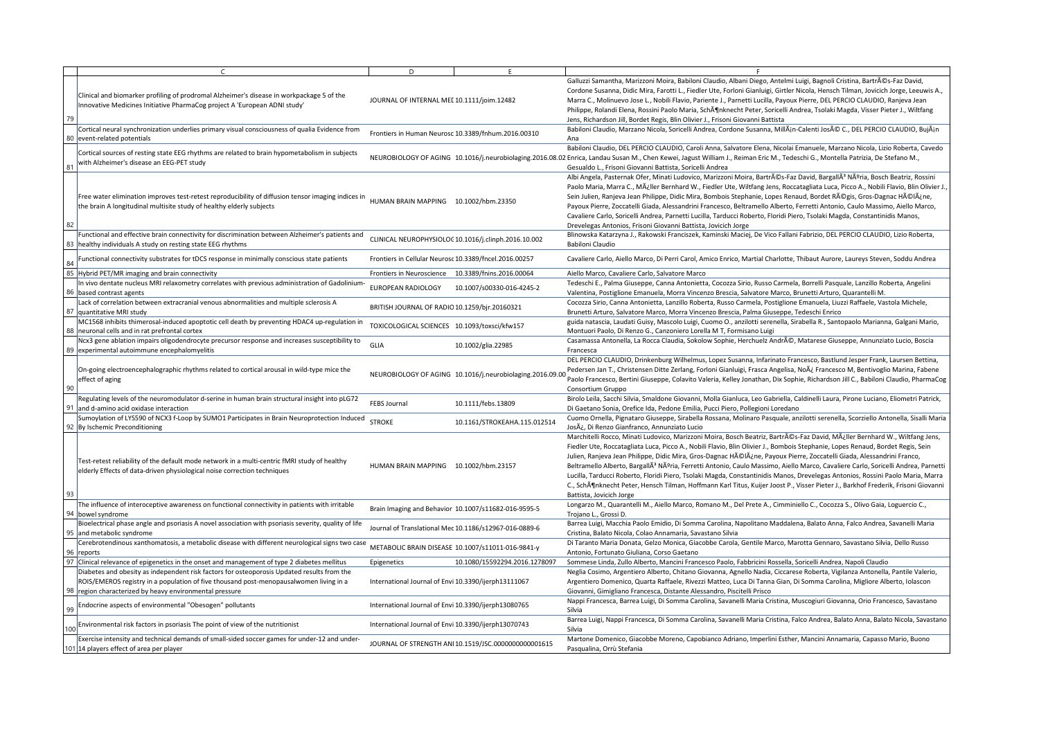| | C | D | E | F |
|---|---|---|---|---|
| 79 | Clinical and biomarker profiling of prodromal Alzheimer's disease in workpackage 5 of the Innovative Medicines Initiative PharmaCog project A 'European ADNI study' | JOURNAL OF INTERNAL MEI | 10.1111/joim.12482 | Galluzzi Samantha, Marizzoni Moira, Babiloni Claudio, Albani Diego, Antelmi Luigi, Bagnoli Cristina, BartrÃ©s-Faz David, Cordone Susanna, Didic Mira, Farotti L., Fiedler Ute, Forloni Gianluigi, Girtler Nicola, Hensch Tilman, Jovicich Jorge, Leeuwis A., Marra C., Molinuevo Jose L., Nobili Flavio, Pariente J., Parnetti Lucilla, Payoux Pierre, DEL PERCIO CLAUDIO, Ranjeva Jean Philippe, Rolandi Elena, Rossini Paolo Maria, SchÃ¶nknecht Peter, Soricelli Andrea, Tsolaki Magda, Visser Pieter J., Wiltfang Jens, Richardson Jill, Bordet Regis, Blin Olivier J., Frisoni Giovanni Battista |
| 80 | Cortical neural synchronization underlies primary visual consciousness of qualia Evidence from event-related potentials | Frontiers in Human Neurosc | 10.3389/fnhum.2016.00310 | Babiloni Claudio, Marzano Nicola, Soricelli Andrea, Cordone Susanna, MillÃ¡n-Calenti JosÃ© C., DEL PERCIO CLAUDIO, BujÃ¡n Ana |
| 81 | Cortical sources of resting state EEG rhythms are related to brain hypometabolism in subjects with Alzheimer's disease an EEG-PET study | NEUROBIOLOGY OF AGING | 10.1016/j.neurobiolaging.2016.08.02 | Babiloni Claudio, DEL PERCIO CLAUDIO, Caroli Anna, Salvatore Elena, Nicolai Emanuele, Marzano Nicola, Lizio Roberta, Cavedo Enrica, Landau Susan M., Chen Kewei, Jagust William J., Reiman Eric M., Tedeschi G., Montella Patrizia, De Stefano M., Gesualdo L., Frisoni Giovanni Battista, Soricelli Andrea |
| 82 | Free water elimination improves test-retest reproducibility of diffusion tensor imaging indices in the brain A longitudinal multisite study of healthy elderly subjects | HUMAN BRAIN MAPPING | 10.1002/hbm.23350 | Albi Angela, Pasternak Ofer, Minati Ludovico, Marizzoni Moira, BartrÃ©s-Faz David, BargallÃ³ NÃºria, Bosch Beatriz, Rossini Paolo Maria, Marra C., MÃ¼ller Bernhard W., Fiedler Ute, Wiltfang Jens, Roccatagliata Luca, Picco A., Nobili Flavio, Blin Olivier J., Sein Julien, Ranjeva Jean Philippe, Didic Mira, Bombois Stephanie, Lopes Renaud, Bordet RÃ©gis, Gros-Dagnac HÃ©lÃ¨ne, Payoux Pierre, Zoccatelli Giada, Alessandrini Francesco, Beltramello Alberto, Ferretti Antonio, Caulo Massimo, Aiello Marco, Cavaliere Carlo, Soricelli Andrea, Parnetti Lucilla, Tarducci Roberto, Floridi Piero, Tsolaki Magda, Constantinidis Manos, Drevelegas Antonios, Frisoni Giovanni Battista, Jovicich Jorge |
| 83 | Functional and effective brain connectivity for discrimination between Alzheimer's patients and healthy individuals A study on resting state EEG rhythms | CLINICAL NEUROPHYSIOLOG | 10.1016/j.clinph.2016.10.002 | Blinowska Katarzyna J., Rakowski Franciszek, Kaminski Maciej, De Vico Fallani Fabrizio, DEL PERCIO CLAUDIO, Lizio Roberta, Babiloni Claudio |
| 84 | Functional connectivity substrates for tDCS response in minimally conscious state patients | Frontiers in Cellular Neurosc | 10.3389/fncel.2016.00257 | Cavaliere Carlo, Aiello Marco, Di Perri Carol, Amico Enrico, Martial Charlotte, Thibaut Aurore, Laureys Steven, Soddu Andrea |
| 85 | Hybrid PET/MR imaging and brain connectivity | Frontiers in Neuroscience | 10.3389/fnins.2016.00064 | Aiello Marco, Cavaliere Carlo, Salvatore Marco |
| 86 | In vivo dentate nucleus MRI relaxometry correlates with previous administration of Gadolinium-based contrast agents | EUROPEAN RADIOLOGY | 10.1007/s00330-016-4245-2 | Tedeschi E., Palma Giuseppe, Canna Antonietta, Cocozza Sirio, Russo Carmela, Borrelli Pasquale, Lanzillo Roberta, Angelini Valentina, Postiglione Emanuela, Morra Vincenzo Brescia, Salvatore Marco, Brunetti Arturo, Quarantelli M. |
| 87 | Lack of correlation between extracranial venous abnormalities and multiple sclerosis A quantitative MRI study | BRITISH JOURNAL OF RADIO | 10.1259/bjr.20160321 | Cocozza Sirio, Canna Antonietta, Lanzillo Roberta, Russo Carmela, Postiglione Emanuela, Liuzzi Raffaele, Vastola Michele, Brunetti Arturo, Salvatore Marco, Morra Vincenzo Brescia, Palma Giuseppe, Tedeschi Enrico |
| 88 | MC1568 inhibits thimerosal-induced apoptotic cell death by preventing HDAC4 up-regulation in neuronal cells and in rat prefrontal cortex | TOXICOLOGICAL SCIENCES | 10.1093/toxsci/kfw157 | guida natascia, Laudati Guisy, Mascolo Luigi, Cuomo O., anzilotti serenella, Sirabella R., Santopaolo Marianna, Galgani Mario, Montuori Paolo, Di Renzo G., Canzoniero Lorella M T, Formisano Luigi |
| 89 | Ncx3 gene ablation impairs oligodendrocyte precursor response and increases susceptibility to experimental autoimmune encephalomyelitis | GLIA | 10.1002/glia.22985 | Casamassa Antonella, La Rocca Claudia, Sokolow Sophie, Herchuelz AndrÃ©, Matarese Giuseppe, Annunziato Lucio, Boscia Francesca |
| 90 | On-going electroencephalographic rhythms related to cortical arousal in wild-type mice the effect of aging | NEUROBIOLOGY OF AGING | 10.1016/j.neurobiolaging.2016.09.00 | DEL PERCIO CLAUDIO, Drinkenburg Wilhelmus, Lopez Susanna, Infarinato Francesco, Bastlund Jesper Frank, Laursen Bettina, Pedersen Jan T., Christensen Ditte Zerlang, Forloni Gianluigi, Frasca Angelisa, NoÃ¨ Francesco M, Bentivoglio Marina, Fabene Paolo Francesco, Bertini Giuseppe, Colavito Valeria, Kelley Jonathan, Dix Sophie, Richardson Jill C., Babiloni Claudio, PharmaCog Consortium Gruppo |
| 91 | Regulating levels of the neuromodulator d-serine in human brain structural insight into pLG72 and d-amino acid oxidase interaction | FEBS Journal | 10.1111/febs.13809 | Birolo Leila, Sacchi Silvia, Smaldone Giovanni, Molla Gianluca, Leo Gabriella, Caldinelli Laura, Pirone Luciano, Eliometri Patrick, Di Gaetano Sonia, Orefice Ida, Pedone Emilia, Pucci Piero, Pollegioni Loredano |
| 92 | Sumoylation of LYS590 of NCX3 f-Loop by SUMO1 Participates in Brain Neuroprotection Induced By Ischemic Preconditioning | STROKE | 10.1161/STROKEAHA.115.012514 | Cuomo Ornella, Pignataro Giuseppe, Sirabella Rossana, Molinaro Pasquale, anzilotti serenella, Scorziello Antonella, Sisalli Maria JosÃ¨, Di Renzo Gianfranco, Annunziato Lucio |
| 93 | Test-retest reliability of the default mode network in a multi-centric fMRI study of healthy elderly Effects of data-driven physiological noise correction techniques | HUMAN BRAIN MAPPING | 10.1002/hbm.23157 | Marchitelli Rocco, Minati Ludovico, Marizzoni Moira, Bosch Beatriz, BartrÃ©s-Faz David, MÃ¼ller Bernhard W., Wiltfang Jens, Fiedler Ute, Roccatagliata Luca, Picco A., Nobili Flavio, Blin Olivier J., Bombois Stephanie, Lopes Renaud, Bordet Regis, Sein Julien, Ranjeva Jean Philippe, Didic Mira, Gros-Dagnac HÃ©lÃ¨ne, Payoux Pierre, Zoccatelli Giada, Alessandrini Franco, Beltramello Alberto, BargallÃ³ NÃºria, Ferretti Antonio, Caulo Massimo, Aiello Marco, Cavaliere Carlo, Soricelli Andrea, Parnetti Lucilla, Tarducci Roberto, Floridi Piero, Tsolaki Magda, Constantinidis Manos, Drevelegas Antonios, Rossini Paolo Maria, Marra C., SchÃ¶nknecht Peter, Hensch Tilman, Hoffmann Karl Titus, Kuijer Joost P., Visser Pieter J., Barkhof Frederik, Frisoni Giovanni Battista, Jovicich Jorge |
| 94 | The influence of interoceptive awareness on functional connectivity in patients with irritable bowel syndrome | Brain Imaging and Behavior | 10.1007/s11682-016-9595-5 | Longarzo M., Quarantelli M., Aiello Marco, Romano M., Del Prete A., Cimminiello C., Cocozza S., Olivo Gaia, Loguercio C., Trojano L., Grossi D. |
| 95 | Bioelectrical phase angle and psoriasis A novel association with psoriasis severity, quality of life and metabolic syndrome | Journal of Translational Mec | 10.1186/s12967-016-0889-6 | Barrea Luigi, Macchia Paolo Emidio, Di Somma Carolina, Napolitano Maddalena, Balato Anna, Falco Andrea, Savanelli Maria Cristina, Balato Nicola, Colao Annamaria, Savastano Silvia |
| 96 | Cerebrotendinous xanthomatosis, a metabolic disease with different neurological signs two case reports | METABOLIC BRAIN DISEASE | 10.1007/s11011-016-9841-y | Di Taranto Maria Donata, Gelzo Monica, Giacobbe Carola, Gentile Marco, Marotta Gennaro, Savastano Silvia, Dello Russo Antonio, Fortunato Giuliana, Corso Gaetano |
| 97 | Clinical relevance of epigenetics in the onset and management of type 2 diabetes mellitus | Epigenetics | 10.1080/15592294.2016.1278097 | Sommese Linda, Zullo Alberto, Mancini Francesco Paolo, Fabbricini Rossella, Soricelli Andrea, Napoli Claudio |
| 98 | Diabetes and obesity as independent risk factors for osteoporosis Updated results from the ROIS/EMEROS registry in a population of five thousand post-menopausalwomen living in a region characterized by heavy environmental pressure | International Journal of Envi | 10.3390/ijerph13111067 | Neglia Cosimo, Argentiero Alberto, Chitano Giovanna, Agnello Nadia, Ciccarese Roberta, Vigilanza Antonella, Pantile Valerio, Argentiero Domenico, Quarta Raffaele, Rivezzi Matteo, Luca Di Tanna Gian, Di Somma Carolina, Migliore Alberto, Iolascon Giovanni, Gimigliano Francesca, Distante Alessandro, Piscitelli Prisco |
| 99 | Endocrine aspects of environmental "Obesogen" pollutants | International Journal of Envi | 10.3390/ijerph13080765 | Nappi Francesca, Barrea Luigi, Di Somma Carolina, Savanelli Maria Cristina, Muscogiuri Giovanna, Orio Francesco, Savastano Silvia |
| 100 | Environmental risk factors in psoriasis The point of view of the nutritionist | International Journal of Envi | 10.3390/ijerph13070743 | Barrea Luigi, Nappi Francesca, Di Somma Carolina, Savanelli Maria Cristina, Falco Andrea, Balato Anna, Balato Nicola, Savastano Silvia |
| 101 | Exercise intensity and technical demands of small-sided soccer games for under-12 and under-14 players effect of area per player | JOURNAL OF STRENGTH ANI | 10.1519/JSC.0000000000001615 | Martone Domenico, Giacobbe Moreno, Capobianco Adriano, Imperlini Esther, Mancini Annamaria, Capasso Mario, Buono Pasqualina, Orrù Stefania |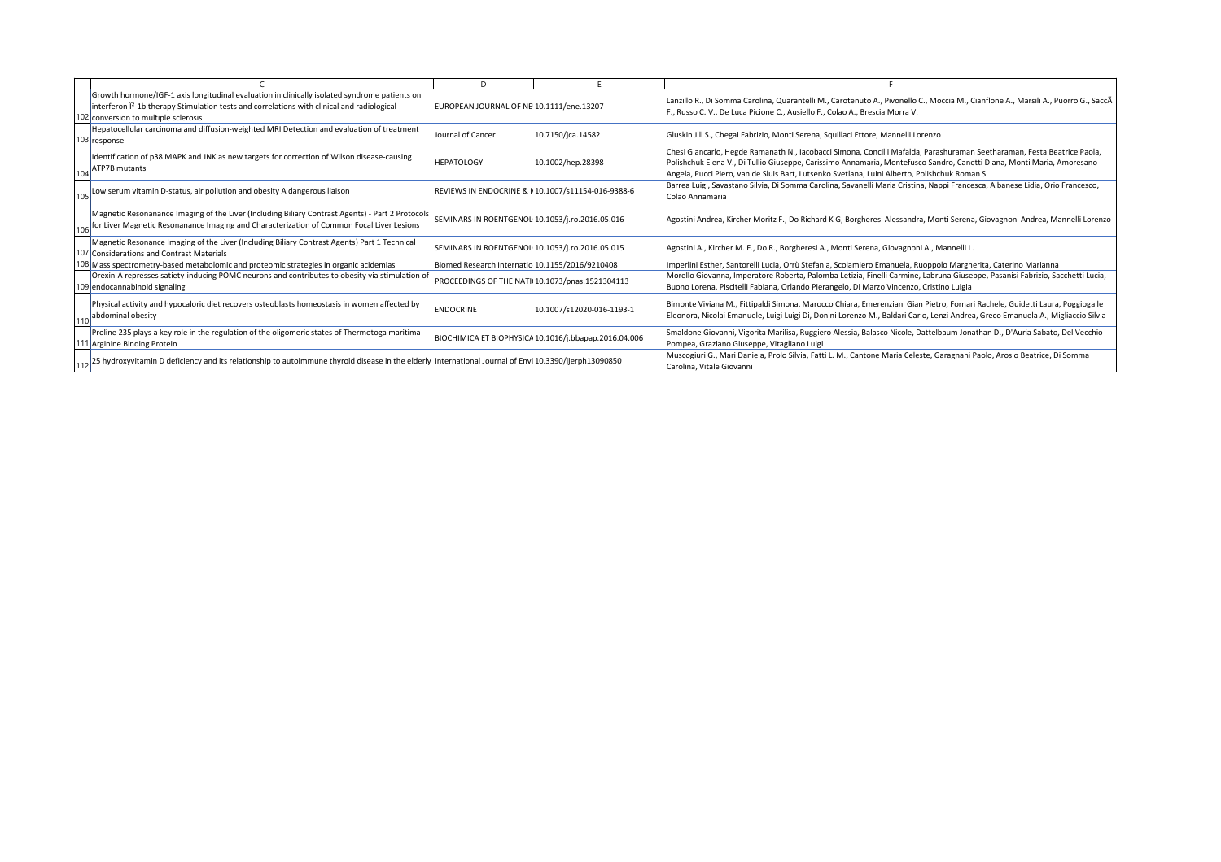| | C | D | E | F |
|---|---|---|---|---|
| 102 | Growth hormone/IGF-1 axis longitudinal evaluation in clinically isolated syndrome patients on interferon Î²-1b therapy Stimulation tests and correlations with clinical and radiological conversion to multiple sclerosis | EUROPEAN JOURNAL OF NE | 10.1111/ene.13207 | Lanzillo R., Di Somma Carolina, Quarantelli M., Carotenuto A., Pivonello C., Moccia M., Cianflone A., Marsili A., Puorro G., SaccÃ F., Russo C. V., De Luca Picione C., Ausiello F., Colao A., Brescia Morra V. |
| 103 | Hepatocellular carcinoma and diffusion-weighted MRI Detection and evaluation of treatment response | Journal of Cancer | 10.7150/jca.14582 | Gluskin Jill S., Chegai Fabrizio, Monti Serena, Squillaci Ettore, Mannelli Lorenzo |
| 104 | Identification of p38 MAPK and JNK as new targets for correction of Wilson disease-causing ATP7B mutants | HEPATOLOGY | 10.1002/hep.28398 | Chesi Giancarlo, Hegde Ramanath N., Iacobacci Simona, Concilli Mafalda, Parashuraman Seetharaman, Festa Beatrice Paola, Polishchuk Elena V., Di Tullio Giuseppe, Carissimo Annamaria, Montefusco Sandro, Canetti Diana, Monti Maria, Amoresano Angela, Pucci Piero, van de Sluis Bart, Lutsenko Svetlana, Luini Alberto, Polishchuk Roman S. |
| 105 | Low serum vitamin D-status, air pollution and obesity A dangerous liaison | REVIEWS IN ENDOCRINE & I | 10.1007/s11154-016-9388-6 | Barrea Luigi, Savastano Silvia, Di Somma Carolina, Savanelli Maria Cristina, Nappi Francesca, Albanese Lidia, Orio Francesco, Colao Annamaria |
| 106 | Magnetic Resonanance Imaging of the Liver (Including Biliary Contrast Agents) - Part 2 Protocols for Liver Magnetic Resonanance Imaging and Characterization of Common Focal Liver Lesions | SEMINARS IN ROENTGENOL | 10.1053/j.ro.2016.05.016 | Agostini Andrea, Kircher Moritz F., Do Richard K G, Borgheresi Alessandra, Monti Serena, Giovagnoni Andrea, Mannelli Lorenzo |
| 107 | Magnetic Resonance Imaging of the Liver (Including Biliary Contrast Agents) Part 1 Technical Considerations and Contrast Materials | SEMINARS IN ROENTGENOL | 10.1053/j.ro.2016.05.015 | Agostini A., Kircher M. F., Do R., Borgheresi A., Monti Serena, Giovagnoni A., Mannelli L. |
| 108 | Mass spectrometry-based metabolomic and proteomic strategies in organic acidemias | Biomed Research Internatio | 10.1155/2016/9210408 | Imperlini Esther, Santorelli Lucia, Orrù Stefania, Scolamiero Emanuela, Ruoppolo Margherita, Caterino Marianna |
| 109 | Orexin-A represses satiety-inducing POMC neurons and contributes to obesity via stimulation of endocannabinoid signaling | PROCEEDINGS OF THE NATI | 10.1073/pnas.1521304113 | Morello Giovanna, Imperatore Roberta, Palomba Letizia, Finelli Carmine, Labruna Giuseppe, Pasanisi Fabrizio, Sacchetti Lucia, Buono Lorena, Piscitelli Fabiana, Orlando Pierangelo, Di Marzo Vincenzo, Cristino Luigia |
| 110 | Physical activity and hypocaloric diet recovers osteoblasts homeostasis in women affected by abdominal obesity | ENDOCRINE | 10.1007/s12020-016-1193-1 | Bimonte Viviana M., Fittipaldi Simona, Marocco Chiara, Emerenziani Gian Pietro, Fornari Rachele, Guidetti Laura, Poggiogalle Eleonora, Nicolai Emanuele, Luigi Luigi Di, Donini Lorenzo M., Baldari Carlo, Lenzi Andrea, Greco Emanuela A., Migliaccio Silvia |
| 111 | Proline 235 plays a key role in the regulation of the oligomeric states of Thermotoga maritima Arginine Binding Protein | BIOCHIMICA ET BIOPHYSICA | 10.1016/j.bbapap.2016.04.006 | Smaldone Giovanni, Vigorita Marilisa, Ruggiero Alessia, Balasco Nicole, Dattelbaum Jonathan D., D'Auria Sabato, Del Vecchio Pompea, Graziano Giuseppe, Vitagliano Luigi |
| 112 | 25 hydroxyvitamin D deficiency and its relationship to autoimmune thyroid disease in the elderly | International Journal of Envi | 10.3390/ijerph13090850 | Muscogiuri G., Mari Daniela, Prolo Silvia, Fatti L. M., Cantone Maria Celeste, Garagnani Paolo, Arosio Beatrice, Di Somma Carolina, Vitale Giovanni |